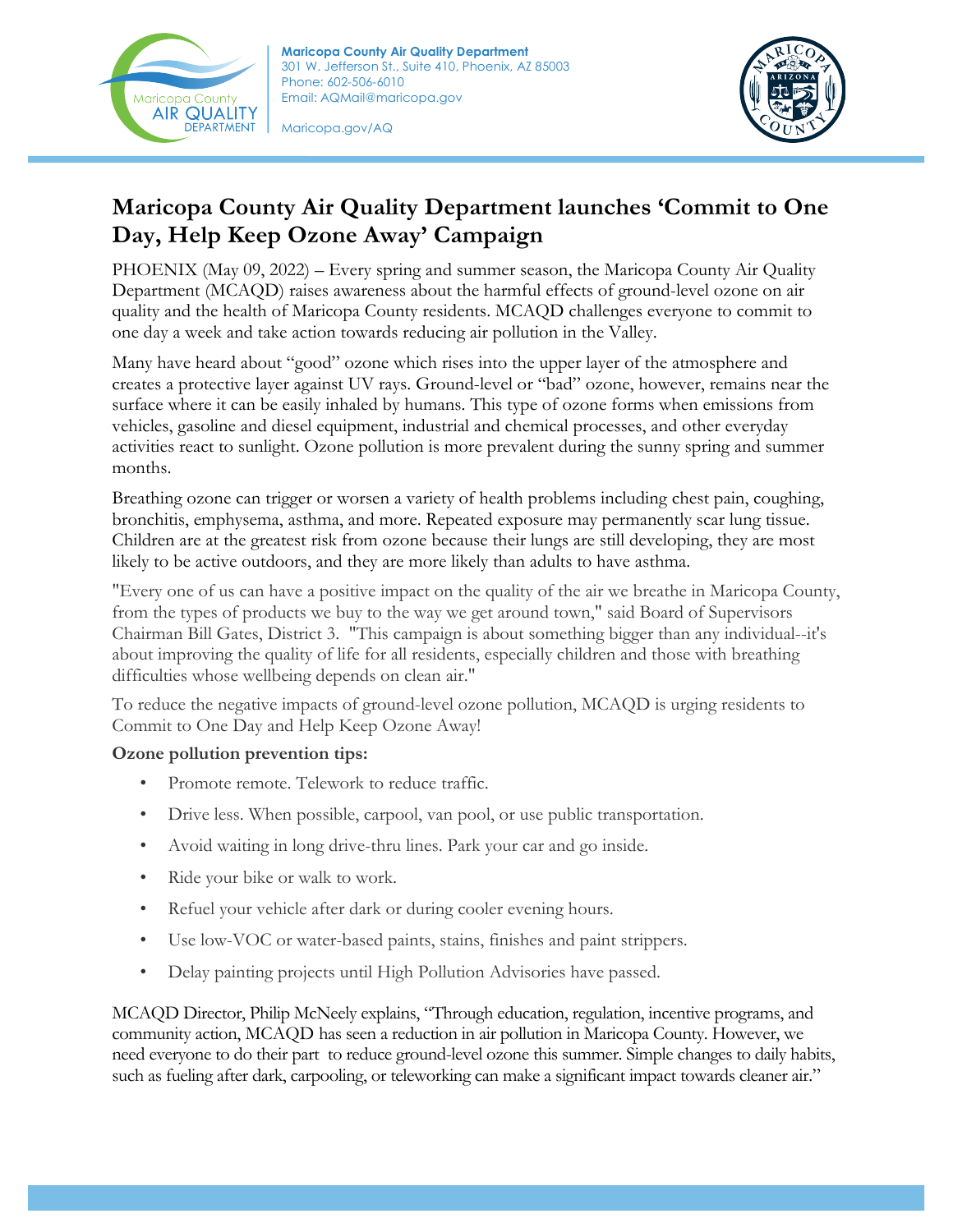Maricopa County Air Quality Department
301 W. Jefferson St., Suite 410, Phoenix, AZ 85003
Phone: 602-506-6010
Email: AQMail@maricopa.gov

Maricopa.gov/AQ

# Maricopa County Air Quality Department launches 'Commit to One Day, Help Keep Ozone Away' Campaign

PHOENIX (May 09, 2022) – Every spring and summer season, the Maricopa County Air Quality Department (MCAQD) raises awareness about the harmful effects of ground-level ozone on air quality and the health of Maricopa County residents. MCAQD challenges everyone to commit to one day a week and take action towards reducing air pollution in the Valley.

Many have heard about "good" ozone which rises into the upper layer of the atmosphere and creates a protective layer against UV rays. Ground-level or "bad" ozone, however, remains near the surface where it can be easily inhaled by humans. This type of ozone forms when emissions from vehicles, gasoline and diesel equipment, industrial and chemical processes, and other everyday activities react to sunlight. Ozone pollution is more prevalent during the sunny spring and summer months.

Breathing ozone can trigger or worsen a variety of health problems including chest pain, coughing, bronchitis, emphysema, asthma, and more. Repeated exposure may permanently scar lung tissue. Children are at the greatest risk from ozone because their lungs are still developing, they are most likely to be active outdoors, and they are more likely than adults to have asthma.

"Every one of us can have a positive impact on the quality of the air we breathe in Maricopa County, from the types of products we buy to the way we get around town," said Board of Supervisors Chairman Bill Gates, District 3. "This campaign is about something bigger than any individual--it's about improving the quality of life for all residents, especially children and those with breathing difficulties whose wellbeing depends on clean air."

To reduce the negative impacts of ground-level ozone pollution, MCAQD is urging residents to Commit to One Day and Help Keep Ozone Away!

**Ozone pollution prevention tips:**

- Promote remote. Telework to reduce traffic.
- Drive less. When possible, carpool, van pool, or use public transportation.
- Avoid waiting in long drive-thru lines. Park your car and go inside.
- Ride your bike or walk to work.
- Refuel your vehicle after dark or during cooler evening hours.
- Use low-VOC or water-based paints, stains, finishes and paint strippers.
- Delay painting projects until High Pollution Advisories have passed.

MCAQD Director, Philip McNeely explains, "Through education, regulation, incentive programs, and community action, MCAQD has seen a reduction in air pollution in Maricopa County. However, we need everyone to do their part to reduce ground-level ozone this summer. Simple changes to daily habits, such as fueling after dark, carpooling, or teleworking can make a significant impact towards cleaner air."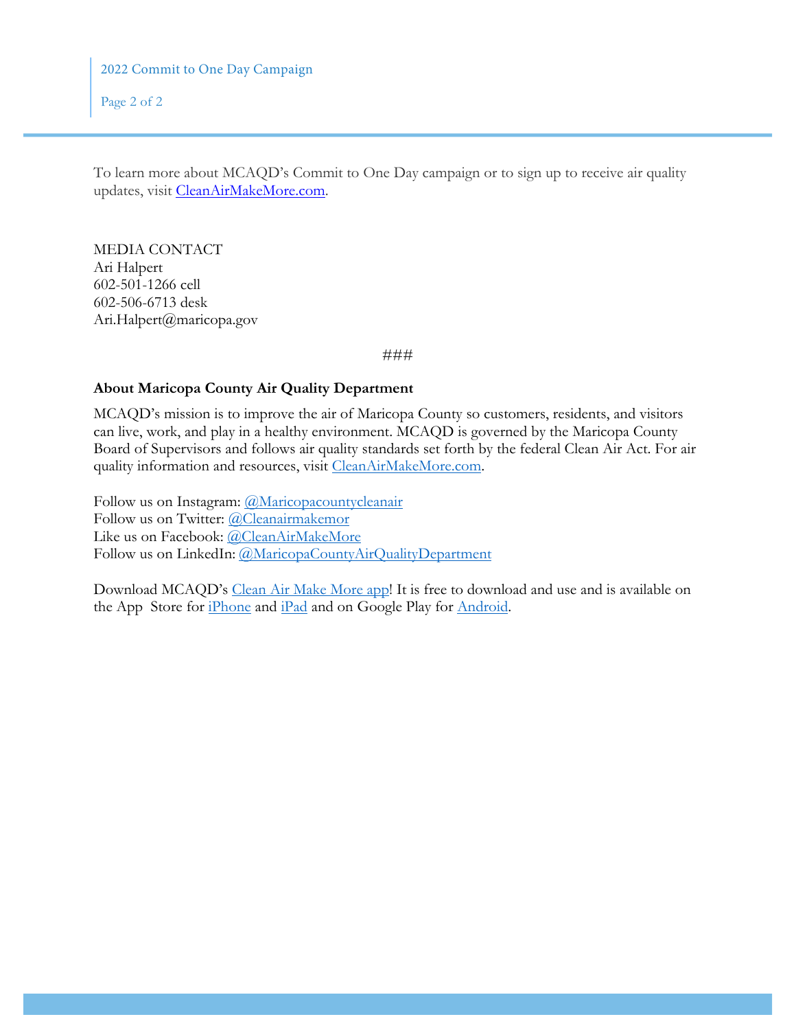To learn more about MCAQD's Commit to One Day campaign or to sign up to receive air quality updates, visit CleanAirMakeMore.com.

MEDIA CONTACT
Ari Halpert
602-501-1266 cell
602-506-6713 desk
Ari.Halpert@maricopa.gov

###

**About Maricopa County Air Quality Department**

MCAQD's mission is to improve the air of Maricopa County so customers, residents, and visitors can live, work, and play in a healthy environment. MCAQD is governed by the Maricopa County Board of Supervisors and follows air quality standards set forth by the federal Clean Air Act. For air quality information and resources, visit CleanAirMakeMore.com.

Follow us on Instagram: @Maricopacountycleanair
Follow us on Twitter: @Cleanairmakemor
Like us on Facebook: @CleanAirMakeMore
Follow us on LinkedIn: @MaricopaCountyAirQualityDepartment

Download MCAQD's Clean Air Make More app! It is free to download and use and is available on the App Store for iPhone and iPad and on Google Play for Android.